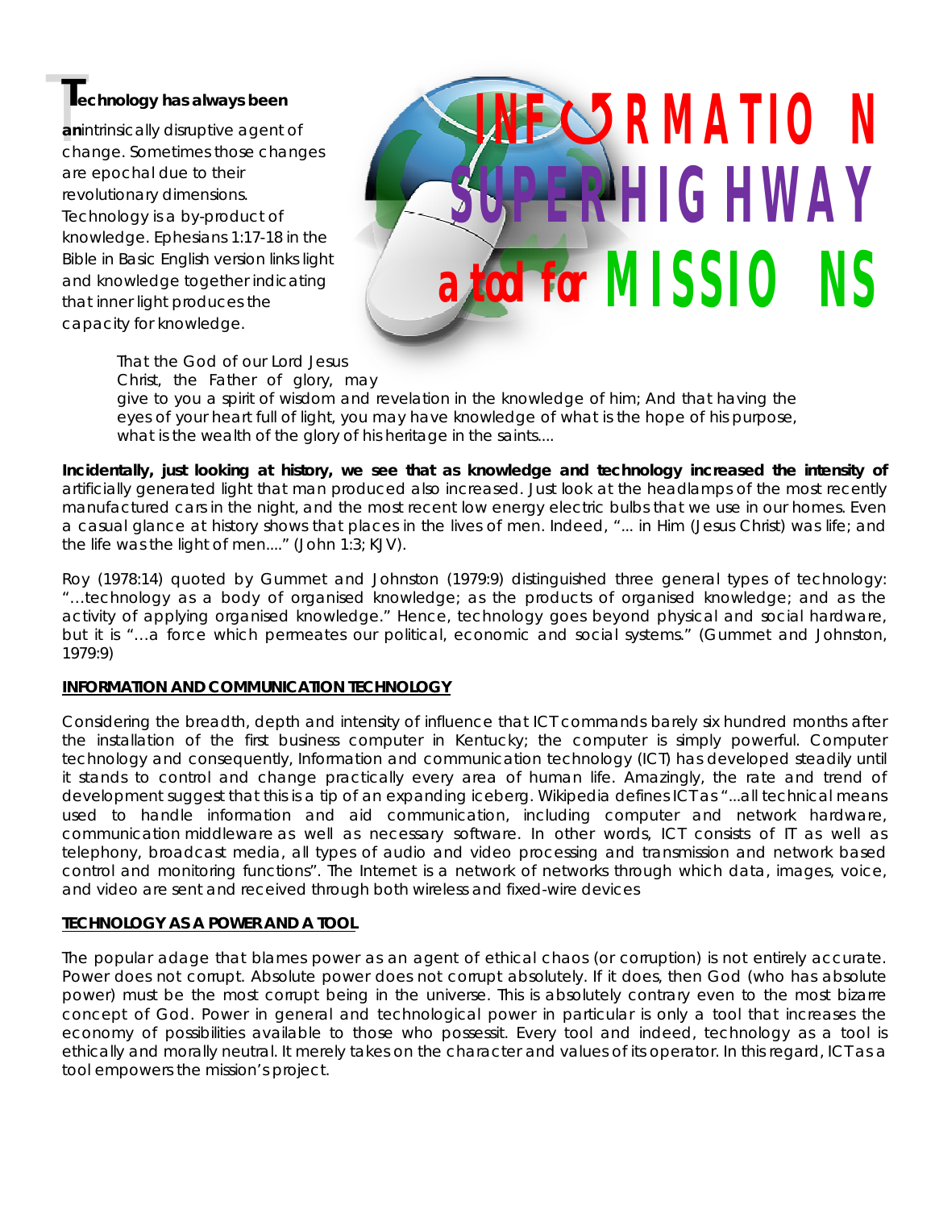# INFORMATION SUPERHIGHWAY a tool for MISSIONS

**Technology has always been an** intrinsically disruptive agent of change. Sometimes those changes are epochal due to their revolutionary dimensions. Technology is a by-product of knowledge. Ephesians 1:17-18 in the Bible in Basic English version links light and knowledge together indicating that inner light produces the capacity for knowledge.

> That the God of our Lord Jesus Christ, the Father of glory, may give to you a spirit of wisdom and revelation in the knowledge of him; And that having the eyes of your heart full of light, you may have knowledge of what is the hope of his purpose, what is the wealth of the glory of his heritage in the saints....

**Incidentally, just looking at history, we see that as knowledge and technology increased the intensity of** artificially generated light that man produced also increased. Just look at the headlamps of the most recently manufactured cars in the night, and the most recent low energy electric bulbs that we use in our homes. Even a casual glance at history shows that places in the lives of men. Indeed, "... in Him (Jesus Christ) was life; and the life was the light of men...." (John 1:3; KJV).

Roy (1978:14) quoted by Gummet and Johnston (1979:9) distinguished three general types of technology: "…technology as a body of organised knowledge; as the products of organised knowledge; and as the activity of applying organised knowledge." Hence, technology goes beyond physical and social hardware, but it is "…a force which permeates our political, economic and social systems." (Gummet and Johnston, 1979:9)

## INFORMATION AND COMMUNICATION TECHNOLOGY

Considering the breadth, depth and intensity of influence that ICT commands barely six hundred months after the installation of the first business computer in Kentucky; the computer is simply powerful. Computer technology and consequently, Information and communication technology (ICT) has developed steadily until it stands to control and change practically every area of human life. Amazingly, the rate and trend of development suggest that this is a tip of an expanding iceberg. Wikipedia defines ICT as "...all technical means used to handle information and aid communication, including computer and network hardware, communication middleware as well as necessary software. In other words, ICT consists of IT as well as telephony, broadcast media, all types of audio and video processing and transmission and network based control and monitoring functions". The Internet is a network of networks through which data, images, voice, and video are sent and received through both wireless and fixed-wire devices

## TECHNOLOGY AS A POWER AND A TOOL

The popular adage that blames power as an agent of ethical chaos (or corruption) is not entirely accurate. Power does not corrupt. Absolute power does not corrupt absolutely. If it does, then God (who has absolute power) must be the most corrupt being in the universe. This is absolutely contrary even to the most bizarre concept of God. Power in general and technological power in particular is only a tool that increases the economy of possibilities available to those who possessit. Every tool and indeed, technology as a tool is ethically and morally neutral. It merely takes on the character and values of its operator. In this regard, ICT as a tool empowers the mission's project.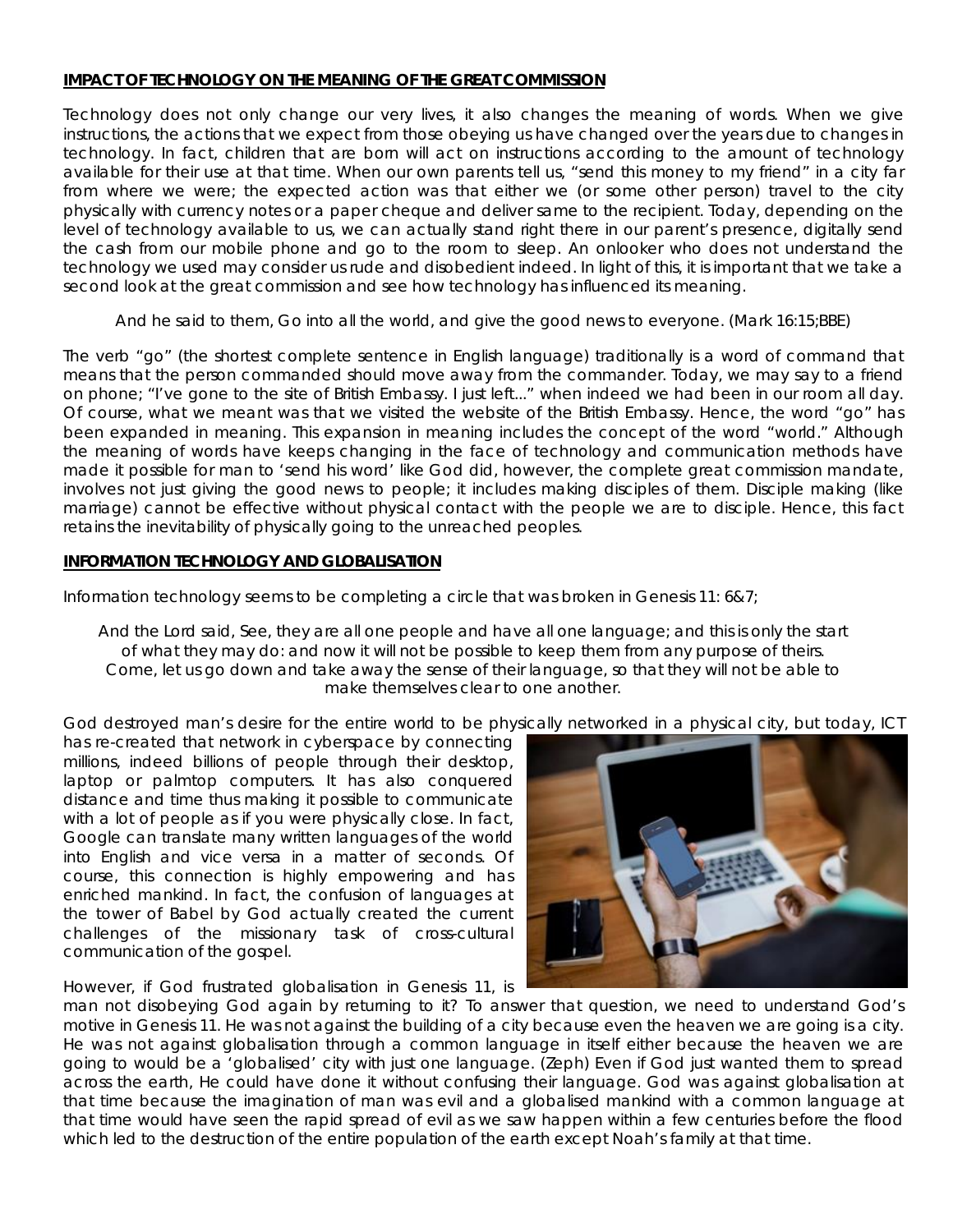**IMPACT OF TECHNOLOGY ON THE MEANING OF THE GREAT COMMISSION**

Technology does not only change our very lives, it also changes the meaning of words. When we give instructions, the actions that we expect from those obeying us have changed over the years due to changes in technology. In fact, children that are born will act on instructions according to the amount of technology available for their use at that time. When our own parents tell us, "send this money to my friend" in a city far from where we were; the expected action was that either we (or some other person) travel to the city physically with currency notes or a paper cheque and deliver same to the recipient. Today, depending on the level of technology available to us, we can actually stand right there in our parent's presence, digitally send the cash from our mobile phone and go to the room to sleep. An onlooker who does not understand the technology we used may consider us rude and disobedient indeed. In light of this, it is important that we take a second look at the great commission and see how technology has influenced its meaning.

> And he said to them, Go into all the world, and give the good news to everyone. (Mark 16:15;BBE)

The verb "go" (the shortest complete sentence in English language) traditionally is a word of command that means that the person commanded should move away from the commander. Today, we may say to a friend on phone; "I've gone to the site of British Embassy. I just left..." when indeed we had been in our room all day. Of course, what we meant was that we visited the website of the British Embassy. Hence, the word "go" has been expanded in meaning. This expansion in meaning includes the concept of the word "world." Although the meaning of words have keeps changing in the face of technology and communication methods have made it possible for man to 'send his word' like God did, however, the complete great commission mandate, involves not just giving the good news to people; it includes making disciples of them. Disciple making (like marriage) cannot be effective without physical contact with the people we are to disciple. Hence, this fact retains the inevitability of physically going to the unreached peoples.

**INFORMATION TECHNOLOGY AND GLOBALISATION**

Information technology seems to be completing a circle that was broken in Genesis 11: 6&7;

> And the Lord said, See, they are all one people and have all one language; and this is only the start of what they may do: and now it will not be possible to keep them from any purpose of theirs. Come, let us go down and take away the sense of their language, so that they will not be able to make themselves clear to one another.

God destroyed man's desire for the entire world to be physically networked in a physical city, but today, ICT has re-created that network in cyberspace by connecting millions, indeed billions of people through their desktop, laptop or palmtop computers. It has also conquered distance and time thus making it possible to communicate with a lot of people as if you were physically close. In fact, Google can translate many written languages of the world into English and vice versa in a matter of seconds. Of course, this connection is highly empowering and has enriched mankind. In fact, the confusion of languages at the tower of Babel by God actually created the current challenges of the missionary task of cross-cultural communication of the gospel.

However, if God frustrated globalisation in Genesis 11, is man not disobeying God again by returning to it? To answer that question, we need to understand God's motive in Genesis 11. He was not against the building of a city because even the heaven we are going is a city. He was not against globalisation through a common language in itself either because the heaven we are going to would be a 'globalised' city with just one language. (Zeph) Even if God just wanted them to spread across the earth, He could have done it without confusing their language. God was against globalisation at that time because the imagination of man was evil and a globalised mankind with a common language at that time would have seen the rapid spread of evil as we saw happen within a few centuries before the flood which led to the destruction of the entire population of the earth except Noah's family at that time.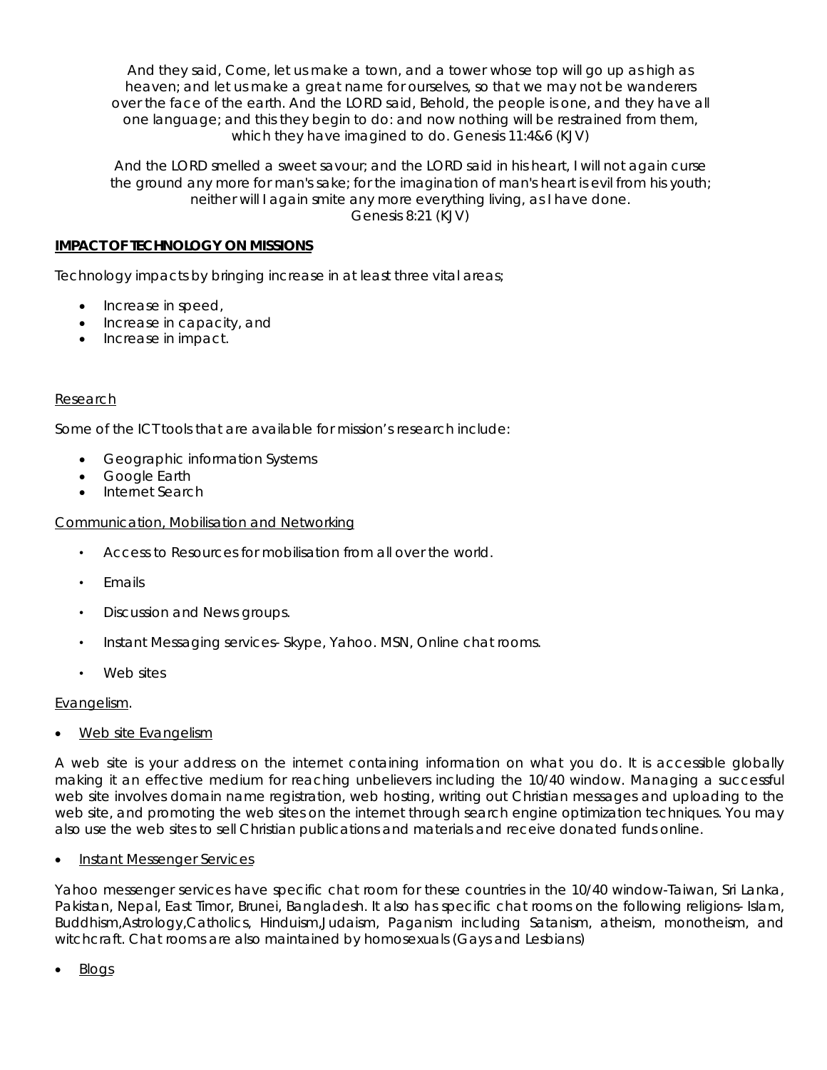And they said, Come, let us make a town, and a tower whose top will go up as high as heaven; and let us make a great name for ourselves, so that we may not be wanderers over the face of the earth. And the LORD said, Behold, the people is one, and they have all one language; and this they begin to do: and now nothing will be restrained from them, which they have imagined to do. Genesis 11:4&6 (KJV)

And the LORD smelled a sweet savour; and the LORD said in his heart, I will not again curse the ground any more for man's sake; for the imagination of man's heart is evil from his youth; neither will I again smite any more everything living, as I have done. Genesis 8:21 (KJV)

## IMPACT OF TECHNOLOGY ON MISSIONS

Technology impacts by bringing increase in at least three vital areas;

- Increase in speed,
- Increase in capacity, and
- Increase in impact.

### Research

Some of the ICT tools that are available for mission's research include:

- Geographic information Systems
- Google Earth
- Internet Search

### Communication, Mobilisation and Networking

- Access to Resources for mobilisation from all over the world.
- Emails
- Discussion and News groups.
- Instant Messaging services- Skype, Yahoo. MSN, Online chat rooms.
- Web sites

### Evangelism.

- Web site Evangelism

A web site is your address on the internet containing information on what you do. It is accessible globally making it an effective medium for reaching unbelievers including the 10/40 window. Managing a successful web site involves domain name registration, web hosting, writing out Christian messages and uploading to the web site, and promoting the web sites on the internet through search engine optimization techniques. You may also use the web sites to sell Christian publications and materials and receive donated funds online.

- Instant Messenger Services

Yahoo messenger services have specific chat room for these countries in the 10/40 window-Taiwan, Sri Lanka, Pakistan, Nepal, East Timor, Brunei, Bangladesh. It also has specific chat rooms on the following religions- Islam, Buddhism,Astrology,Catholics, Hinduism,Judaism, Paganism including Satanism, atheism, monotheism, and witchcraft. Chat rooms are also maintained by homosexuals (Gays and Lesbians)

- Blogs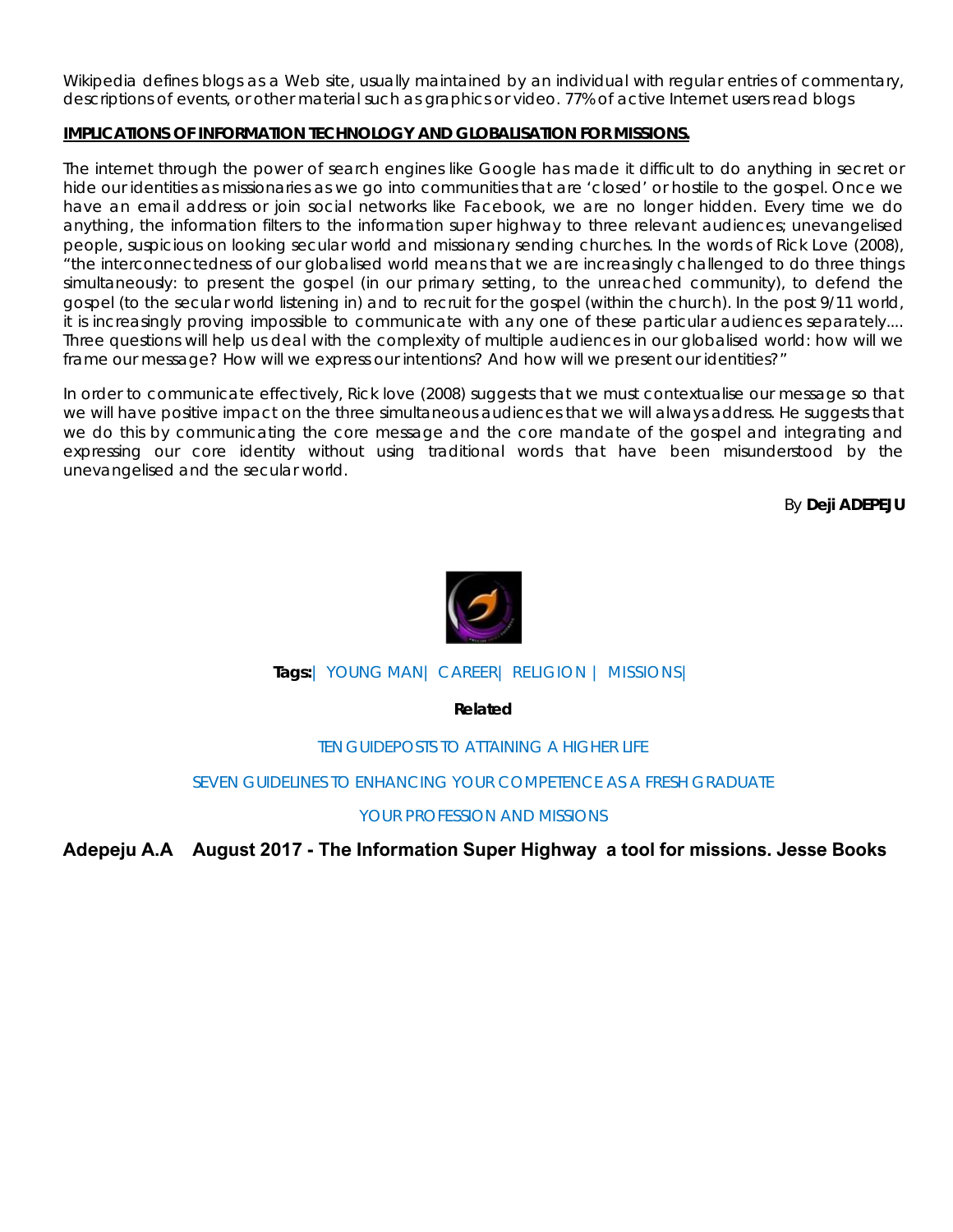Wikipedia defines blogs as a Web site, usually maintained by an individual with regular entries of commentary, descriptions of events, or other material such as graphics or video. 77% of active Internet users read blogs

**IMPLICATIONS OF INFORMATION TECHNOLOGY AND GLOBALISATION FOR MISSIONS.**

The internet through the power of search engines like Google has made it difficult to do anything in secret or hide our identities as missionaries as we go into communities that are 'closed' or hostile to the gospel. Once we have an email address or join social networks like Facebook, we are no longer hidden. Every time we do anything, the information filters to the information super highway to three relevant audiences; unevangelised people, suspicious on looking secular world and missionary sending churches. In the words of Rick Love (2008), "the interconnectedness of our globalised world means that we are increasingly challenged to do three things simultaneously: to present the gospel (in our primary setting, to the unreached community), to defend the gospel (to the secular world listening in) and to recruit for the gospel (within the church). In the post 9/11 world, it is increasingly proving impossible to communicate with any one of these particular audiences separately.... Three questions will help us deal with the complexity of multiple audiences in our globalised world: how will we frame our message? How will we express our intentions? And how will we present our identities?"

In order to communicate effectively, Rick love (2008) suggests that we must contextualise our message so that we will have positive impact on the three simultaneous audiences that we will always address. He suggests that we do this by communicating the core message and the core mandate of the gospel and integrating and expressing our core identity without using traditional words that have been misunderstood by the unevangelised and the secular world.

By **Deji ADEPEJU**

**Tags:**| YOUNG MAN| CAREER| RELIGION | MISSIONS|

**Related**

TEN GUIDEPOSTS TO ATTAINING A HIGHER LIFE

SEVEN GUIDELINES TO ENHANCING YOUR COMPETENCE AS A FRESH GRADUATE

YOUR PROFESSION AND MISSIONS

**Adepeju A.A August 2017 - The Information Super Highway a tool for missions. Jesse Books**